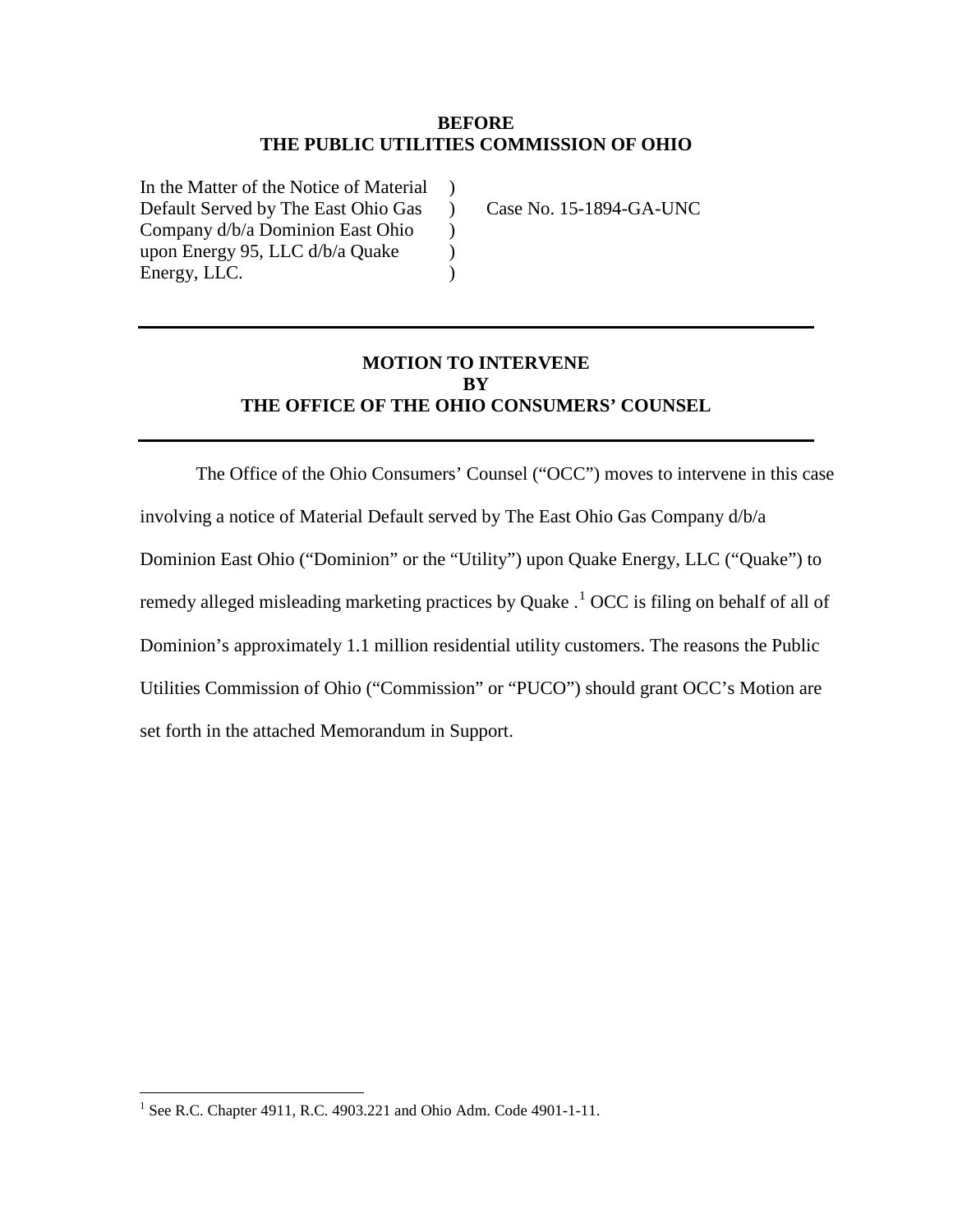**BEFORE**
**THE PUBLIC UTILITIES COMMISSION OF OHIO**

| | | |
|---|---|---|
| In the Matter of the Notice of Material Default Served by The East Ohio Gas Company d/b/a Dominion East Ohio upon Energy 95, LLC d/b/a Quake Energy, LLC. | ) ) ) ) ) | Case No. 15-1894-GA-UNC |

---

**MOTION TO INTERVENE**
**BY**
**THE OFFICE OF THE OHIO CONSUMERS' COUNSEL**

---

The Office of the Ohio Consumers' Counsel ("OCC") moves to intervene in this case involving a notice of Material Default served by The East Ohio Gas Company d/b/a Dominion East Ohio ("Dominion" or the "Utility") upon Quake Energy, LLC ("Quake") to remedy alleged misleading marketing practices by Quake .[1] OCC is filing on behalf of all of Dominion's approximately 1.1 million residential utility customers. The reasons the Public Utilities Commission of Ohio ("Commission" or "PUCO") should grant OCC's Motion are set forth in the attached Memorandum in Support.

---

[1] See R.C. Chapter 4911, R.C. 4903.221 and Ohio Adm. Code 4901-1-11.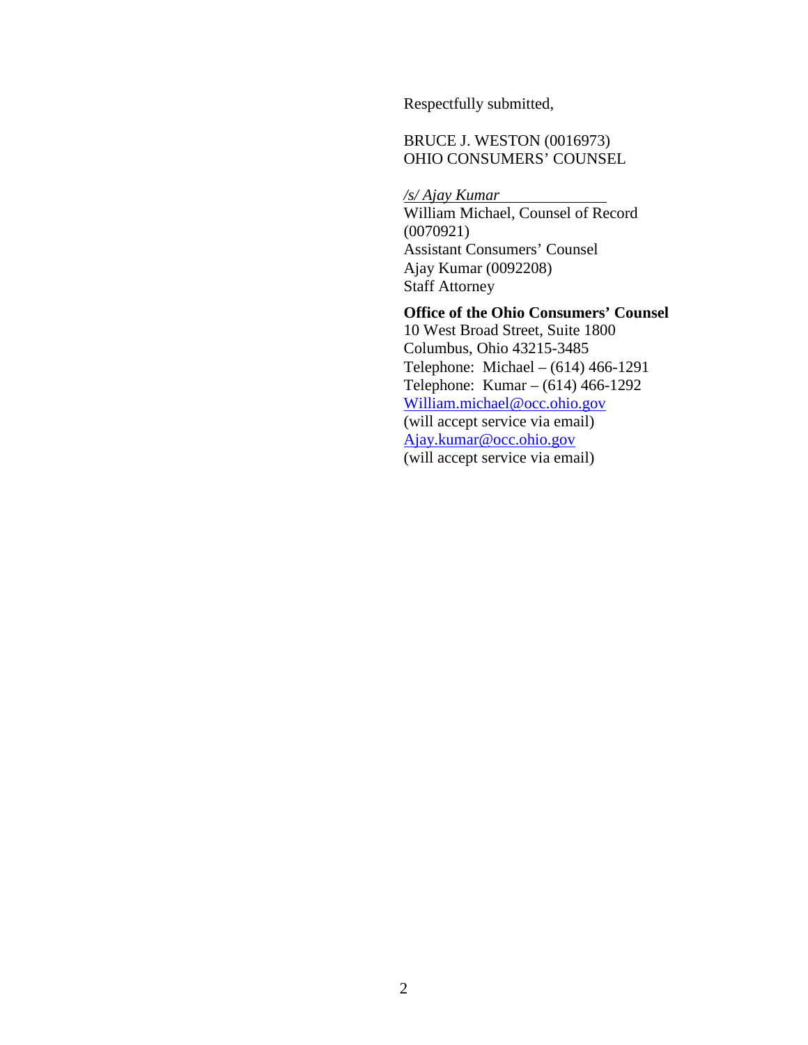Respectfully submitted,

BRUCE J. WESTON (0016973)
OHIO CONSUMERS' COUNSEL

*/s/ Ajay Kumar*
William Michael, Counsel of Record
(0070921)
Assistant Consumers' Counsel
Ajay Kumar (0092208)
Staff Attorney

**Office of the Ohio Consumers' Counsel**
10 West Broad Street, Suite 1800
Columbus, Ohio 43215-3485
Telephone: Michael – (614) 466-1291
Telephone: Kumar – (614) 466-1292
William.michael@occ.ohio.gov
(will accept service via email)
Ajay.kumar@occ.ohio.gov
(will accept service via email)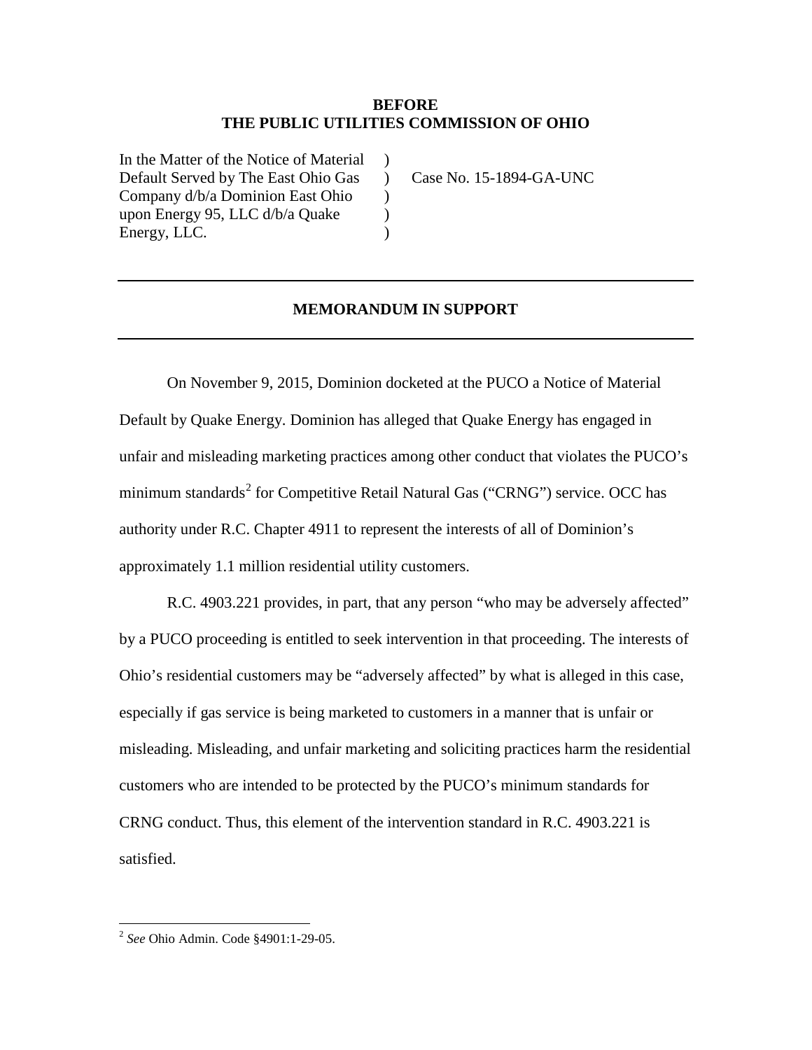**BEFORE**
**THE PUBLIC UTILITIES COMMISSION OF OHIO**

| | | |
|---|---|---|
| In the Matter of the Notice of Material Default Served by The East Ohio Gas Company d/b/a Dominion East Ohio upon Energy 95, LLC d/b/a Quake Energy, LLC. | ) ) ) ) ) | Case No. 15-1894-GA-UNC |

---

## MEMORANDUM IN SUPPORT

---

On November 9, 2015, Dominion docketed at the PUCO a Notice of Material Default by Quake Energy. Dominion has alleged that Quake Energy has engaged in unfair and misleading marketing practices among other conduct that violates the PUCO's minimum standards[2] for Competitive Retail Natural Gas ("CRNG") service. OCC has authority under R.C. Chapter 4911 to represent the interests of all of Dominion's approximately 1.1 million residential utility customers.

R.C. 4903.221 provides, in part, that any person "who may be adversely affected" by a PUCO proceeding is entitled to seek intervention in that proceeding. The interests of Ohio's residential customers may be "adversely affected" by what is alleged in this case, especially if gas service is being marketed to customers in a manner that is unfair or misleading. Misleading, and unfair marketing and soliciting practices harm the residential customers who are intended to be protected by the PUCO's minimum standards for CRNG conduct. Thus, this element of the intervention standard in R.C. 4903.221 is satisfied.

---

[2] *See* Ohio Admin. Code §4901:1-29-05.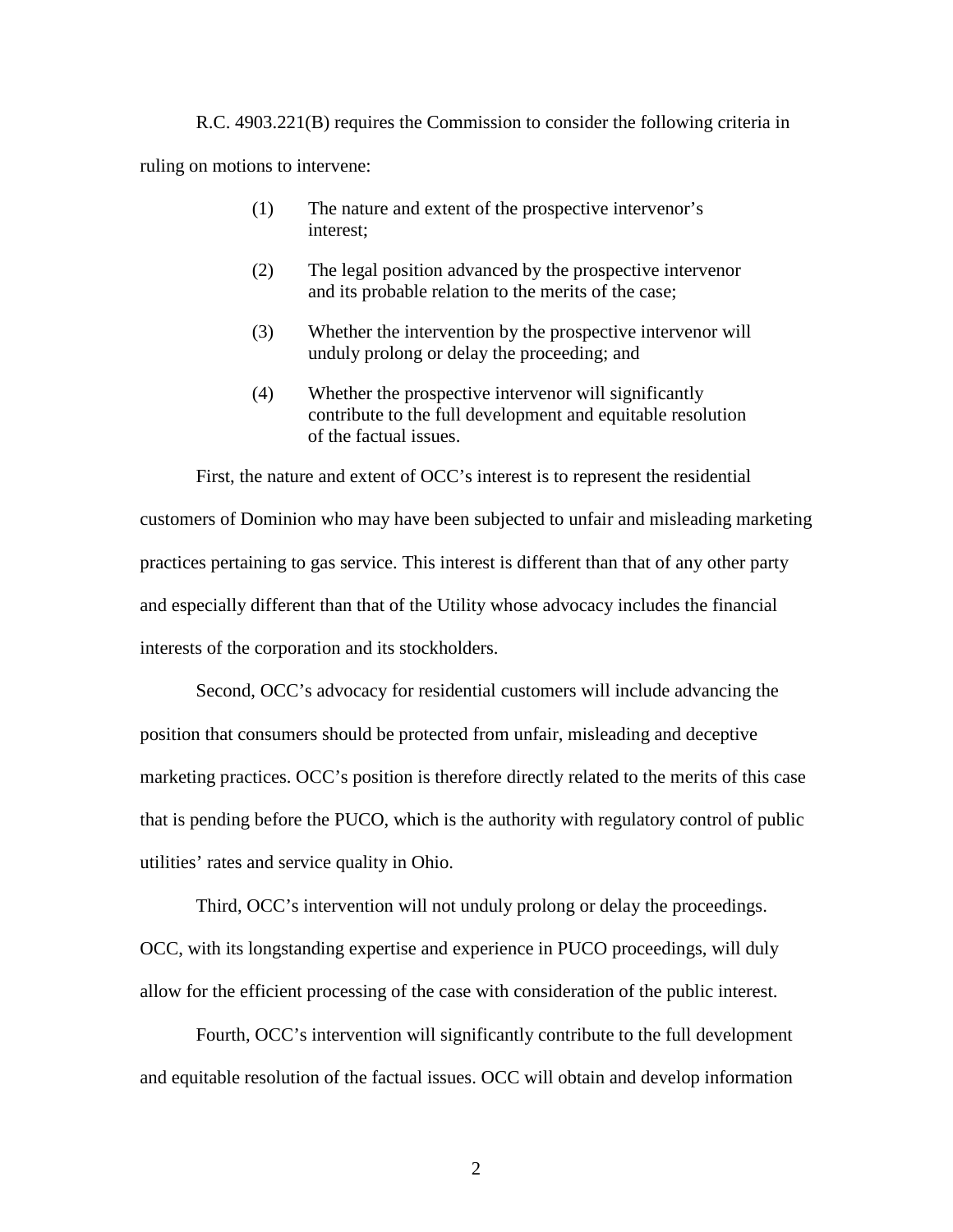R.C. 4903.221(B) requires the Commission to consider the following criteria in ruling on motions to intervene:

> (1) The nature and extent of the prospective intervenor's interest;
>
> (2) The legal position advanced by the prospective intervenor and its probable relation to the merits of the case;
>
> (3) Whether the intervention by the prospective intervenor will unduly prolong or delay the proceeding; and
>
> (4) Whether the prospective intervenor will significantly contribute to the full development and equitable resolution of the factual issues.

First, the nature and extent of OCC's interest is to represent the residential customers of Dominion who may have been subjected to unfair and misleading marketing practices pertaining to gas service. This interest is different than that of any other party and especially different than that of the Utility whose advocacy includes the financial interests of the corporation and its stockholders.

Second, OCC's advocacy for residential customers will include advancing the position that consumers should be protected from unfair, misleading and deceptive marketing practices. OCC's position is therefore directly related to the merits of this case that is pending before the PUCO, which is the authority with regulatory control of public utilities' rates and service quality in Ohio.

Third, OCC's intervention will not unduly prolong or delay the proceedings. OCC, with its longstanding expertise and experience in PUCO proceedings, will duly allow for the efficient processing of the case with consideration of the public interest.

Fourth, OCC's intervention will significantly contribute to the full development and equitable resolution of the factual issues. OCC will obtain and develop information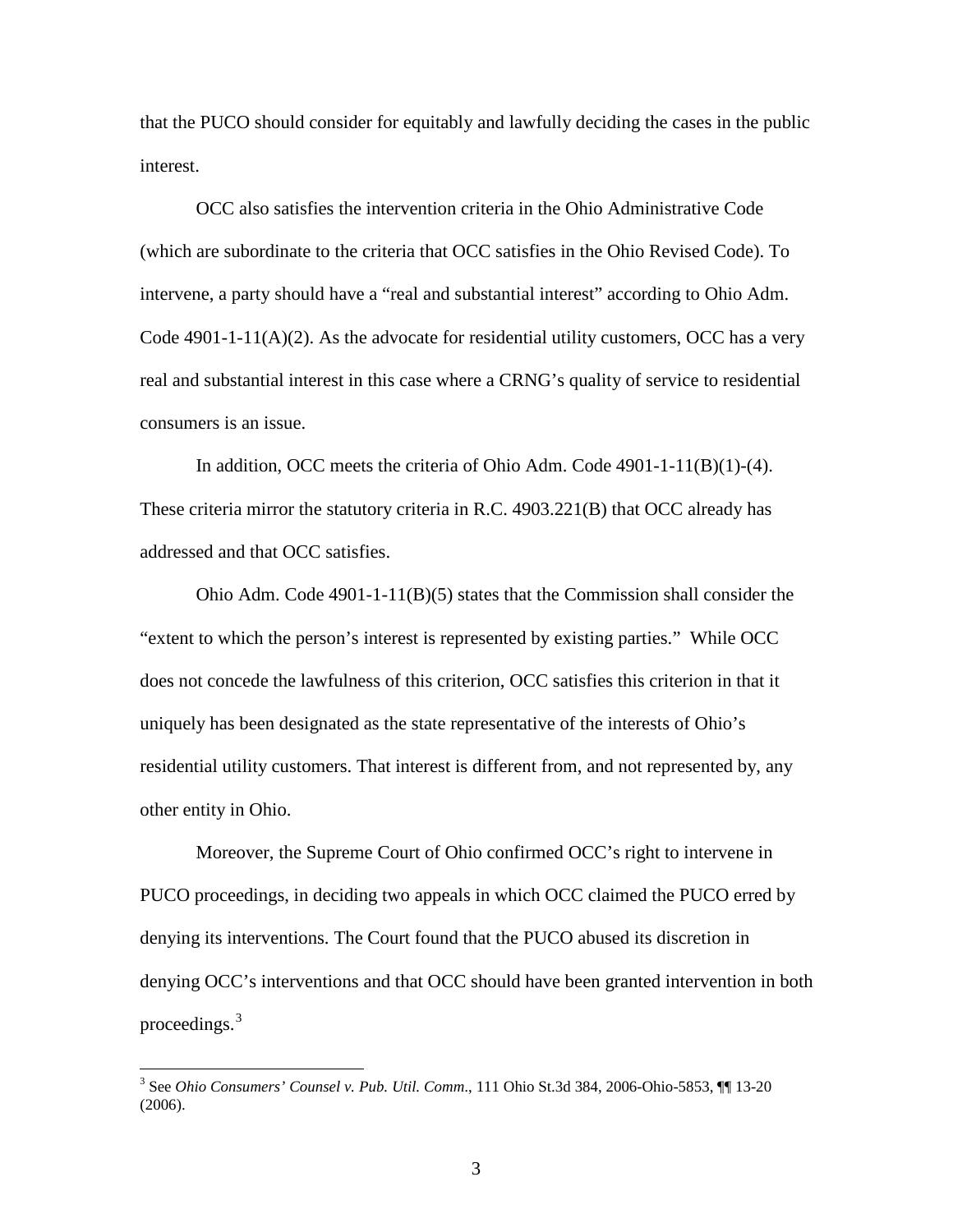that the PUCO should consider for equitably and lawfully deciding the cases in the public interest.

OCC also satisfies the intervention criteria in the Ohio Administrative Code (which are subordinate to the criteria that OCC satisfies in the Ohio Revised Code). To intervene, a party should have a "real and substantial interest" according to Ohio Adm. Code 4901-1-11(A)(2). As the advocate for residential utility customers, OCC has a very real and substantial interest in this case where a CRNG's quality of service to residential consumers is an issue.

In addition, OCC meets the criteria of Ohio Adm. Code 4901-1-11(B)(1)-(4). These criteria mirror the statutory criteria in R.C. 4903.221(B) that OCC already has addressed and that OCC satisfies.

Ohio Adm. Code 4901-1-11(B)(5) states that the Commission shall consider the "extent to which the person's interest is represented by existing parties." While OCC does not concede the lawfulness of this criterion, OCC satisfies this criterion in that it uniquely has been designated as the state representative of the interests of Ohio's residential utility customers. That interest is different from, and not represented by, any other entity in Ohio.

Moreover, the Supreme Court of Ohio confirmed OCC's right to intervene in PUCO proceedings, in deciding two appeals in which OCC claimed the PUCO erred by denying its interventions. The Court found that the PUCO abused its discretion in denying OCC's interventions and that OCC should have been granted intervention in both proceedings.[3]

---

[3] See *Ohio Consumers' Counsel v. Pub. Util. Comm*., 111 Ohio St.3d 384, 2006-Ohio-5853, ¶¶ 13-20 (2006).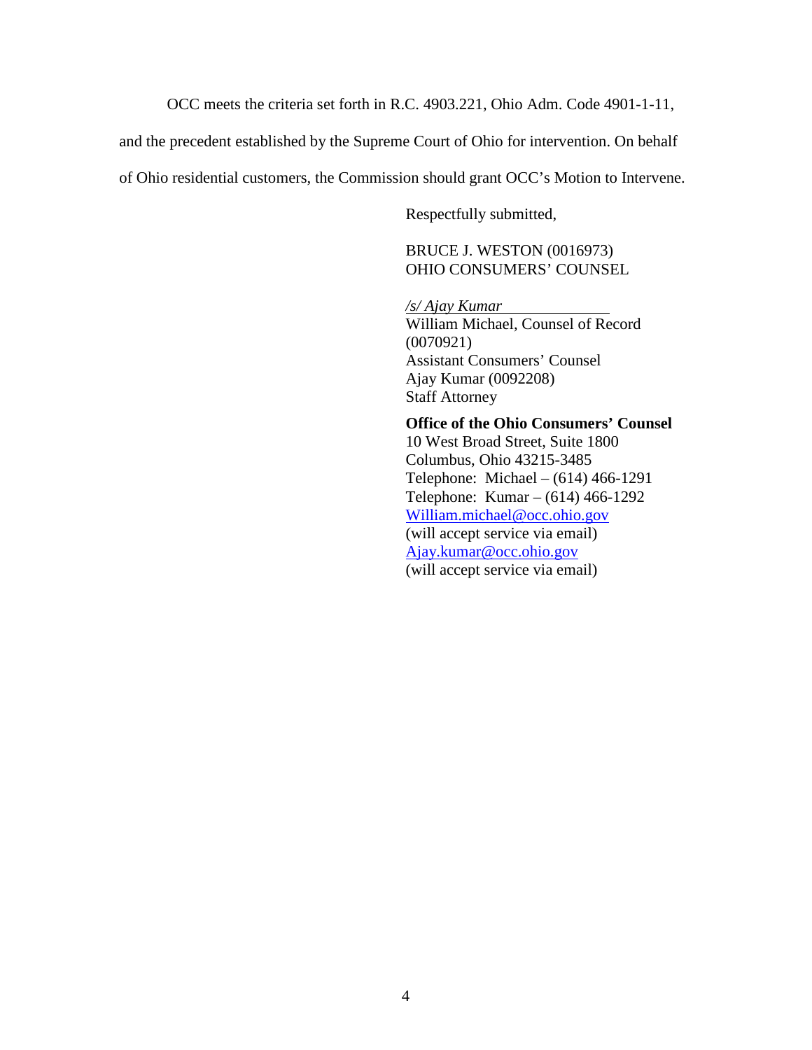OCC meets the criteria set forth in R.C. 4903.221, Ohio Adm. Code 4901-1-11, and the precedent established by the Supreme Court of Ohio for intervention. On behalf of Ohio residential customers, the Commission should grant OCC's Motion to Intervene.

Respectfully submitted,

BRUCE J. WESTON (0016973)
OHIO CONSUMERS' COUNSEL

*/s/ Ajay Kumar*
William Michael, Counsel of Record
(0070921)
Assistant Consumers' Counsel
Ajay Kumar (0092208)
Staff Attorney

**Office of the Ohio Consumers' Counsel**
10 West Broad Street, Suite 1800
Columbus, Ohio 43215-3485
Telephone: Michael – (614) 466-1291
Telephone: Kumar – (614) 466-1292
William.michael@occ.ohio.gov
(will accept service via email)
Ajay.kumar@occ.ohio.gov
(will accept service via email)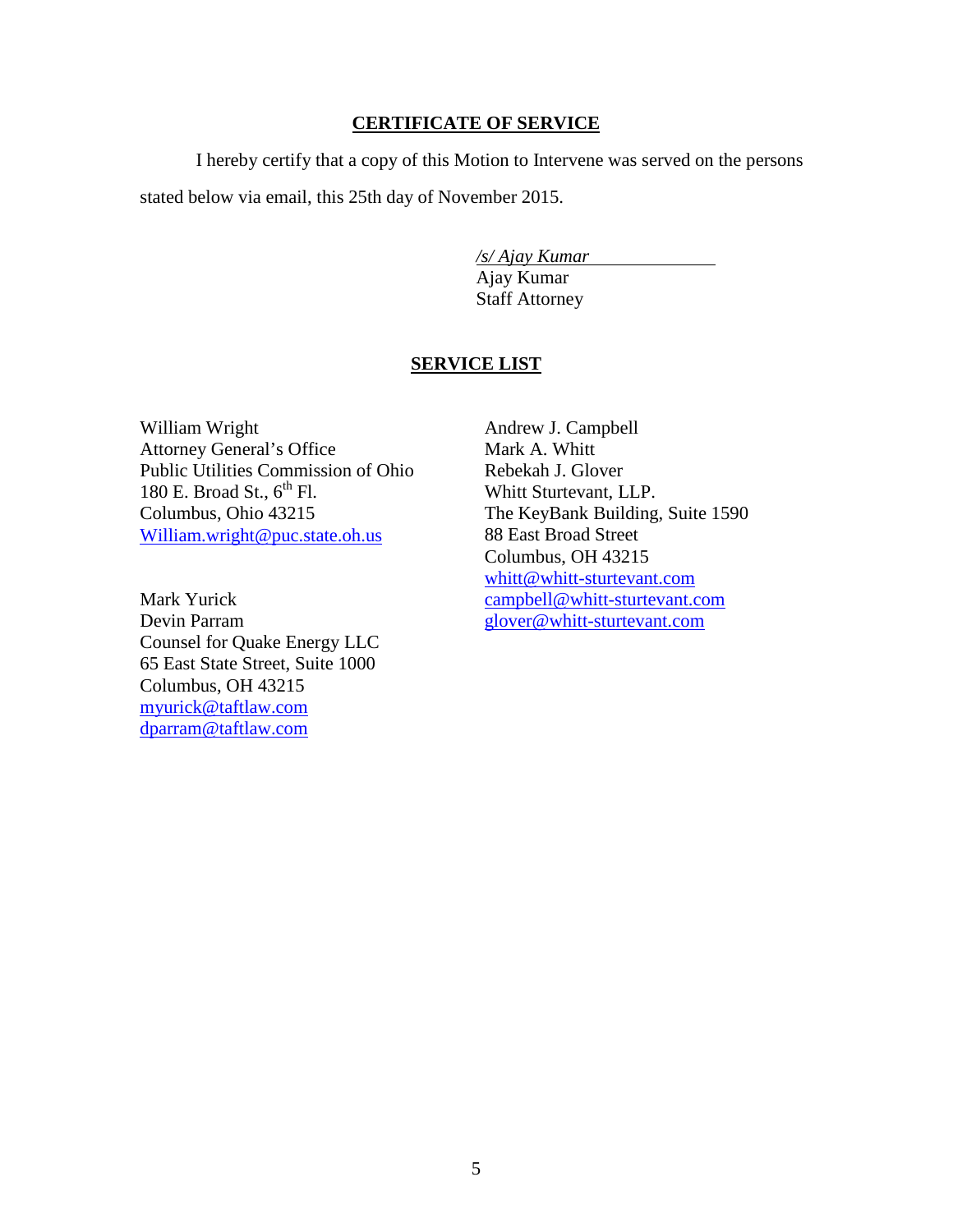## CERTIFICATE OF SERVICE

I hereby certify that a copy of this Motion to Intervene was served on the persons stated below via email, this 25th day of November 2015.

*/s/ Ajay Kumar*
Ajay Kumar
Staff Attorney

## SERVICE LIST

William Wright
Attorney General's Office
Public Utilities Commission of Ohio
180 E. Broad St., 6th Fl.
Columbus, Ohio 43215
William.wright@puc.state.oh.us

Mark Yurick
Devin Parram
Counsel for Quake Energy LLC
65 East State Street, Suite 1000
Columbus, OH 43215
myurick@taftlaw.com
dparram@taftlaw.com

Andrew J. Campbell
Mark A. Whitt
Rebekah J. Glover
Whitt Sturtevant, LLP.
The KeyBank Building, Suite 1590
88 East Broad Street
Columbus, OH 43215
whitt@whitt-sturtevant.com
campbell@whitt-sturtevant.com
glover@whitt-sturtevant.com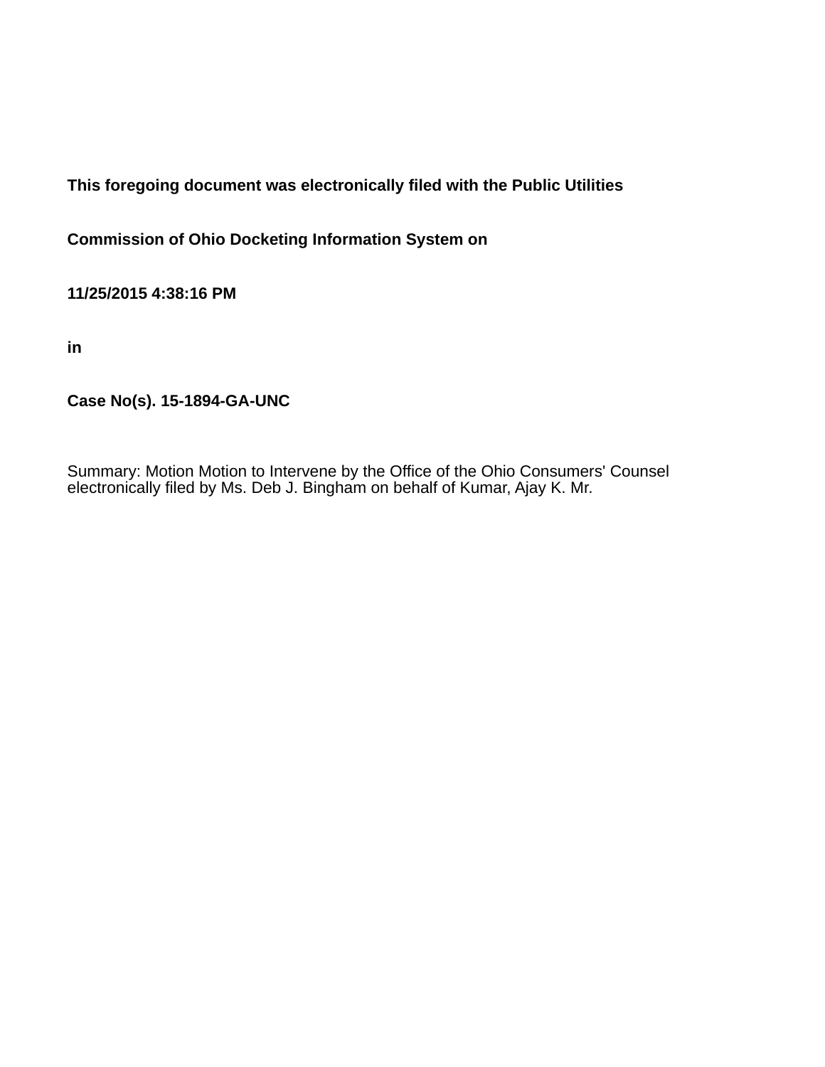**This foregoing document was electronically filed with the Public Utilities**

**Commission of Ohio Docketing Information System on**

**11/25/2015 4:38:16 PM**

**in**

**Case No(s). 15-1894-GA-UNC**

Summary: Motion Motion to Intervene by the Office of the Ohio Consumers' Counsel electronically filed by Ms. Deb J. Bingham on behalf of Kumar, Ajay K. Mr.